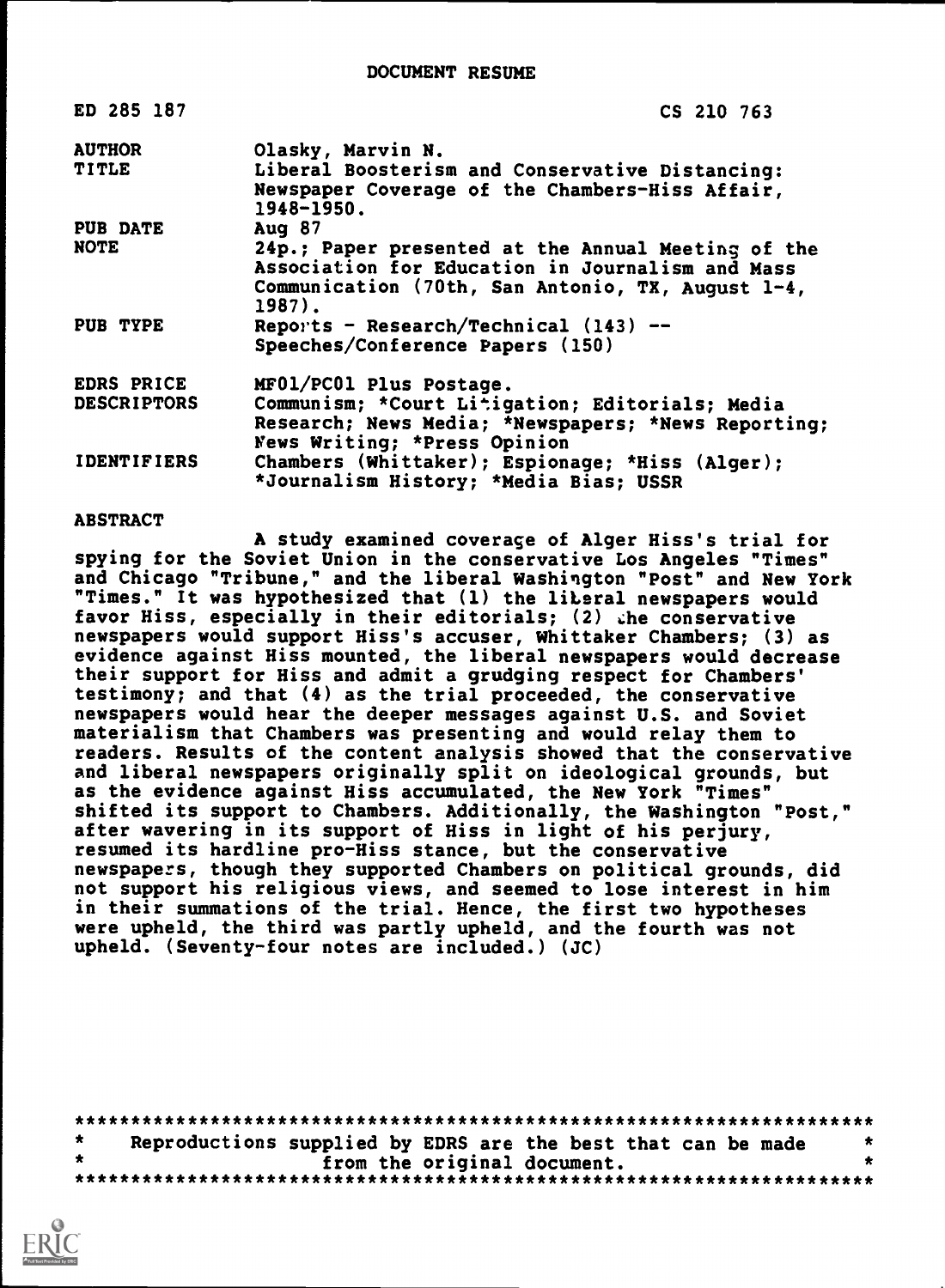# DOCUMENT RESUME

| | |
|---|---|
| ED 285 187 | CS 210 763 |
| AUTHOR | Olasky, Marvin N. |
| TITLE | Liberal Boosterism and Conservative Distancing: Newspaper Coverage of the Chambers-Hiss Affair, 1948-1950. |
| PUB DATE | Aug 87 |
| NOTE | 24p.; Paper presented at the Annual Meeting of the Association for Education in Journalism and Mass Communication (70th, San Antonio, TX, August 1-4, 1987). |
| PUB TYPE | Reports - Research/Technical (143) -- Speeches/Conference Papers (150) |
| EDRS PRICE | MF01/PC01 Plus Postage. |
| DESCRIPTORS | Communism; *Court Litigation; Editorials; Media Research; News Media; *Newspapers; *News Reporting; News Writing; *Press Opinion |
| IDENTIFIERS | Chambers (Whittaker); Espionage; *Hiss (Alger); *Journalism History; *Media Bias; USSR |

## ABSTRACT

A study examined coverage of Alger Hiss's trial for spying for the Soviet Union in the conservative Los Angeles "Times" and Chicago "Tribune," and the liberal Washington "Post" and New York "Times." It was hypothesized that (1) the liberal newspapers would favor Hiss, especially in their editorials; (2) the conservative newspapers would support Hiss's accuser, Whittaker Chambers; (3) as evidence against Hiss mounted, the liberal newspapers would decrease their support for Hiss and admit a grudging respect for Chambers' testimony; and that (4) as the trial proceeded, the conservative newspapers would hear the deeper messages against U.S. and Soviet materialism that Chambers was presenting and would relay them to readers. Results of the content analysis showed that the conservative and liberal newspapers originally split on ideological grounds, but as the evidence against Hiss accumulated, the New York "Times" shifted its support to Chambers. Additionally, the Washington "Post," after wavering in its support of Hiss in light of his perjury, resumed its hardline pro-Hiss stance, but the conservative newspapers, though they supported Chambers on political grounds, did not support his religious views, and seemed to lose interest in him in their summations of the trial. Hence, the first two hypotheses were upheld, the third was partly upheld, and the fourth was not upheld. (Seventy-four notes are included.) (JC)

***********************************************************************
* Reproductions supplied by EDRS are the best that can be made *
* from the original document. *
***********************************************************************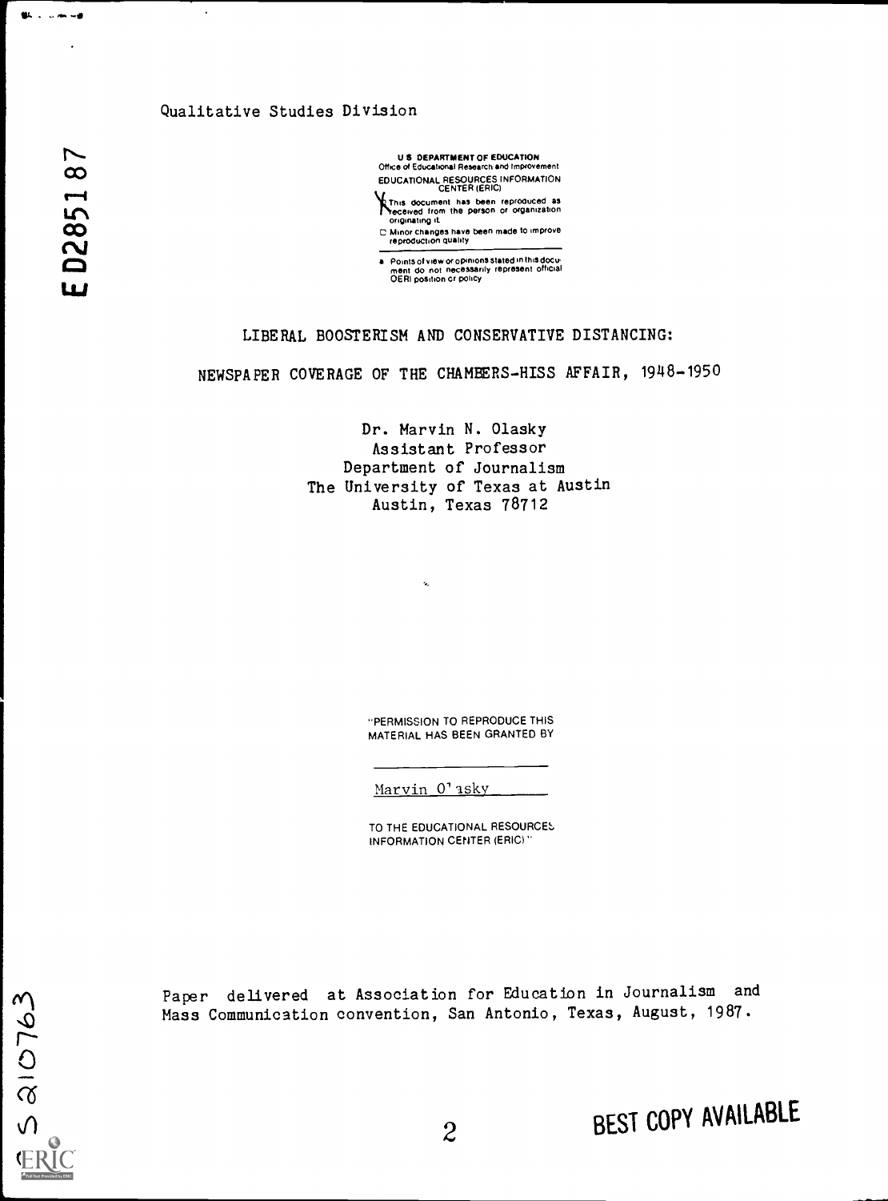Qualitative Studies Division

ED285187

U.S. DEPARTMENT OF EDUCATION
Office of Educational Research and Improvement
EDUCATIONAL RESOURCES INFORMATION CENTER (ERIC)

This document has been reproduced as received from the person or organization originating it.

Minor changes have been made to improve reproduction quality.

Points of view or opinions stated in this document do not necessarily represent official OERI position or policy.

# LIBERAL BOOSTERISM AND CONSERVATIVE DISTANCING:

## NEWSPAPER COVERAGE OF THE CHAMBERS-HISS AFFAIR, 1948-1950

Dr. Marvin N. Olasky
Assistant Professor
Department of Journalism
The University of Texas at Austin
Austin, Texas 78712

"PERMISSION TO REPRODUCE THIS MATERIAL HAS BEEN GRANTED BY

Marvin Olasky

TO THE EDUCATIONAL RESOURCES INFORMATION CENTER (ERIC)."

Paper delivered at Association for Education in Journalism and Mass Communication convention, San Antonio, Texas, August, 1987.

S210763

BEST COPY AVAILABLE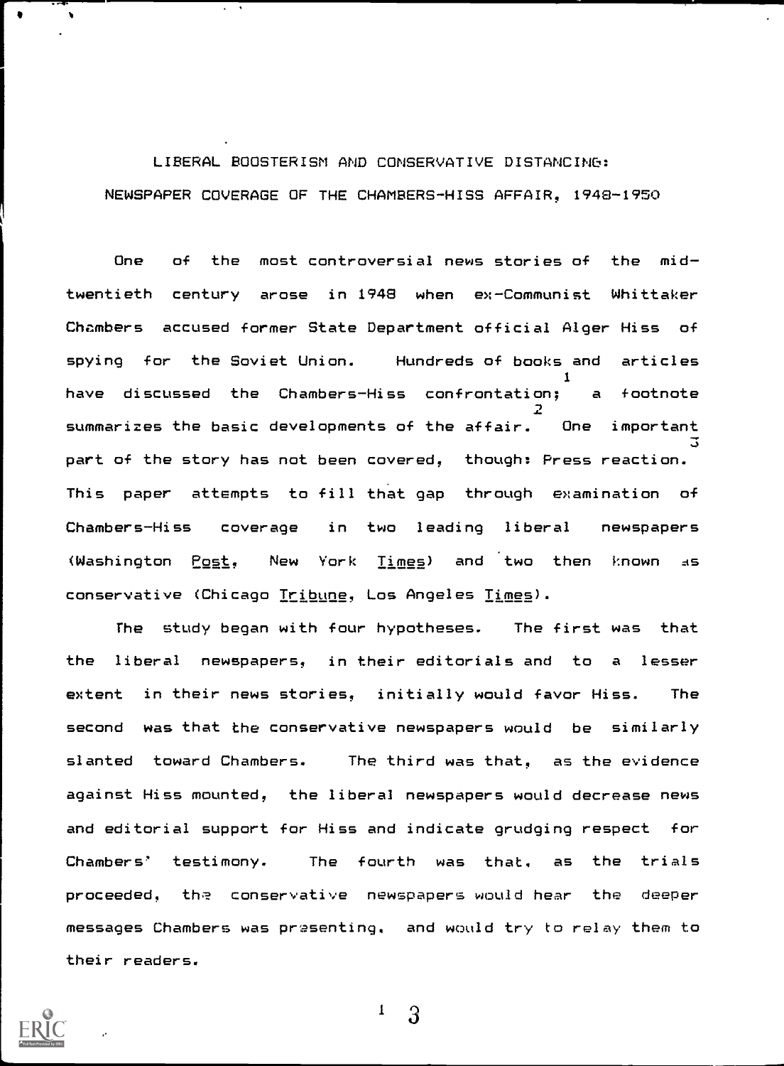# LIBERAL BOOSTERISM AND CONSERVATIVE DISTANCING: NEWSPAPER COVERAGE OF THE CHAMBERS-HISS AFFAIR, 1948-1950

One of the most controversial news stories of the mid-twentieth century arose in 1948 when ex-Communist Whittaker Chambers accused former State Department official Alger Hiss of spying for the Soviet Union. Hundreds of books and articles have discussed the Chambers-Hiss confrontation;[1] a footnote summarizes the basic developments of the affair.[2] One important part of the story has not been covered, though: Press reaction.[3] This paper attempts to fill that gap through examination of Chambers-Hiss coverage in two leading liberal newspapers (Washington _Post_, New York _Times_) and two then known as conservative (Chicago _Tribune_, Los Angeles _Times_).

The study began with four hypotheses. The first was that the liberal newspapers, in their editorials and to a lesser extent in their news stories, initially would favor Hiss. The second was that the conservative newspapers would be similarly slanted toward Chambers. The third was that, as the evidence against Hiss mounted, the liberal newspapers would decrease news and editorial support for Hiss and indicate grudging respect for Chambers' testimony. The fourth was that, as the trials proceeded, the conservative newspapers would hear the deeper messages Chambers was presenting, and would try to relay them to their readers.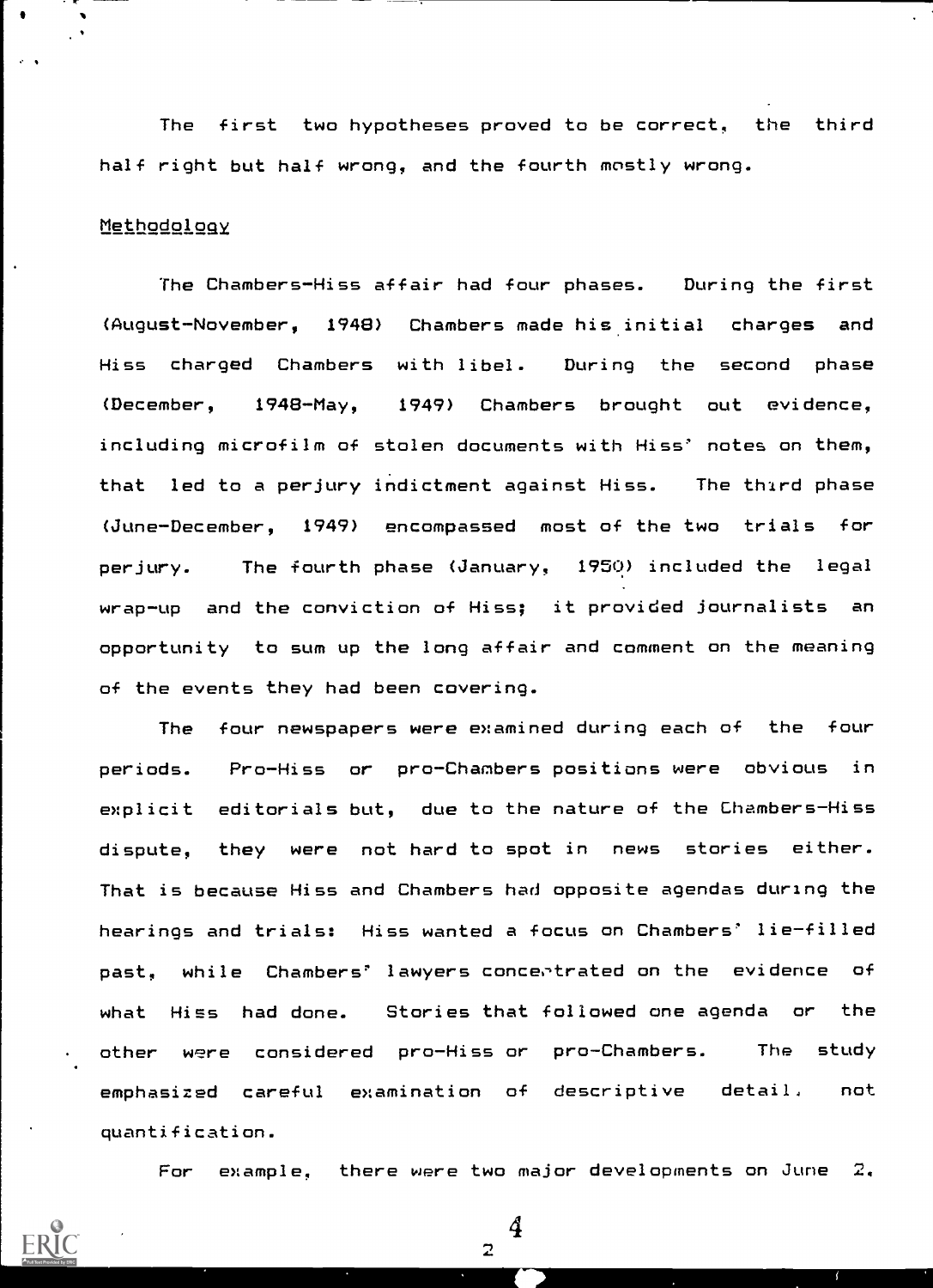The first two hypotheses proved to be correct, the third half right but half wrong, and the fourth mostly wrong.

## Methodology

The Chambers-Hiss affair had four phases. During the first (August-November, 1948) Chambers made his initial charges and Hiss charged Chambers with libel. During the second phase (December, 1948-May, 1949) Chambers brought out evidence, including microfilm of stolen documents with Hiss' notes on them, that led to a perjury indictment against Hiss. The third phase (June-December, 1949) encompassed most of the two trials for perjury. The fourth phase (January, 1950) included the legal wrap-up and the conviction of Hiss; it provided journalists an opportunity to sum up the long affair and comment on the meaning of the events they had been covering.

The four newspapers were examined during each of the four periods. Pro-Hiss or pro-Chambers positions were obvious in explicit editorials but, due to the nature of the Chambers-Hiss dispute, they were not hard to spot in news stories either. That is because Hiss and Chambers had opposite agendas during the hearings and trials: Hiss wanted a focus on Chambers' lie-filled past, while Chambers' lawyers concentrated on the evidence of what Hiss had done. Stories that followed one agenda or the other were considered pro-Hiss or pro-Chambers. The study emphasized careful examination of descriptive detail, not quantification.

For example, there were two major developments on June 2,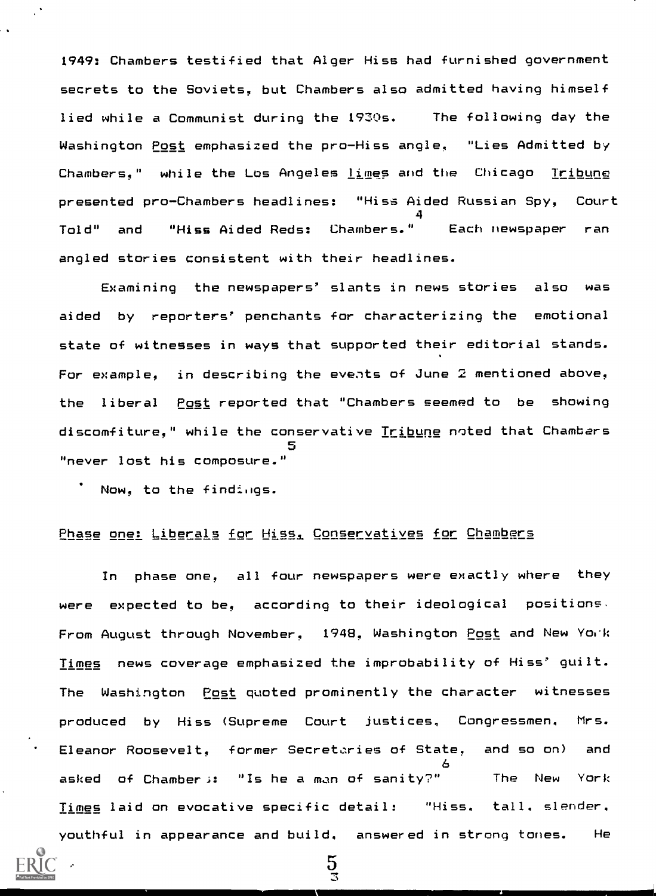1949: Chambers testified that Alger Hiss had furnished government secrets to the Soviets, but Chambers also admitted having himself lied while a Communist during the 1930s. The following day the Washington *Post* emphasized the pro-Hiss angle, "Lies Admitted by Chambers," while the Los Angeles *Times* and the Chicago *Tribune* presented pro-Chambers headlines: "Hiss Aided Russian Spy, Court Told" and "Hiss Aided Reds: Chambers."[4] Each newspaper ran angled stories consistent with their headlines.

Examining the newspapers' slants in news stories also was aided by reporters' penchants for characterizing the emotional state of witnesses in ways that supported their editorial stands. For example, in describing the events of June 2 mentioned above, the liberal *Post* reported that "Chambers seemed to be showing discomfiture," while the conservative *Tribune* noted that Chambers "never lost his composure."[5]

Now, to the findings.

## Phase one: Liberals for Hiss, Conservatives for Chambers

In phase one, all four newspapers were exactly where they were expected to be, according to their ideological positions. From August through November, 1948, Washington *Post* and New York *Times* news coverage emphasized the improbability of Hiss' guilt. The Washington *Post* quoted prominently the character witnesses produced by Hiss (Supreme Court justices, Congressmen, Mrs. Eleanor Roosevelt, former Secretaries of State, and so on) and asked of Chambers: "Is he a man of sanity?"[6] The New York *Times* laid on evocative specific detail: "Hiss, tall, slender, youthful in appearance and build, answered in strong tones. He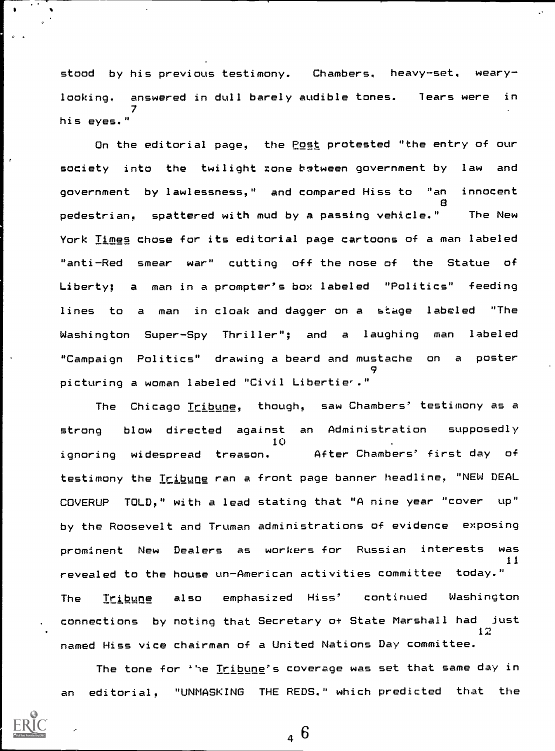stood by his previous testimony. Chambers, heavy-set, weary-looking, answered in dull barely audible tones. Tears were in his eyes."[7]

On the editorial page, the *Post* protested "the entry of our society into the twilight zone between government by law and government by lawlessness," and compared Hiss to "an innocent pedestrian, spattered with mud by a passing vehicle."[8] The New York *Times* chose for its editorial page cartoons of a man labeled "anti-Red smear war" cutting off the nose of the Statue of Liberty; a man in a prompter's box labeled "Politics" feeding lines to a man in cloak and dagger on a stage labeled "The Washington Super-Spy Thriller"; and a laughing man labeled "Campaign Politics" drawing a beard and mustache on a poster picturing a woman labeled "Civil Liberties."[9]

The Chicago *Tribune*, though, saw Chambers' testimony as a strong blow directed against an Administration supposedly ignoring widespread treason.[10] After Chambers' first day of testimony the *Tribune* ran a front page banner headline, "NEW DEAL COVERUP TOLD," with a lead stating that "A nine year "cover up" by the Roosevelt and Truman administrations of evidence exposing prominent New Dealers as workers for Russian interests was revealed to the house un-American activities committee today."[11] The *Tribune* also emphasized Hiss' continued Washington connections by noting that Secretary of State Marshall had just named Hiss vice chairman of a United Nations Day committee.[12]

The tone for the *Tribune*'s coverage was set that same day in an editorial, "UNMASKING THE REDS," which predicted that the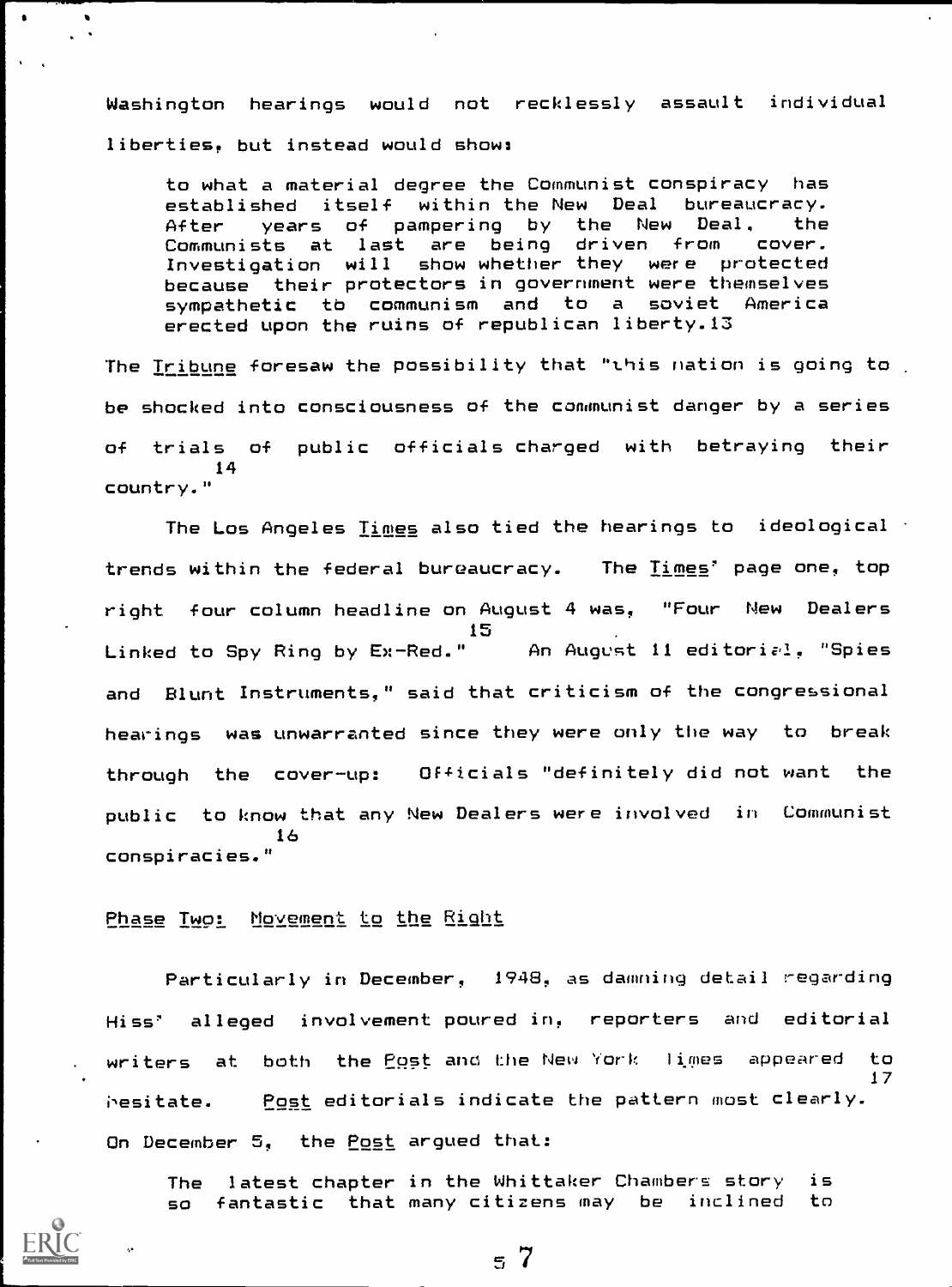Washington hearings would not recklessly assault individual liberties, but instead would show:

> to what a material degree the Communist conspiracy has established itself within the New Deal bureaucracy. After years of pampering by the New Deal, the Communists at last are being driven from cover. Investigation will show whether they were protected because their protectors in government were themselves sympathetic to communism and to a soviet America erected upon the ruins of republican liberty.[13]

The *Tribune* foresaw the possibility that "this nation is going to be shocked into consciousness of the communist danger by a series of trials of public officials charged with betraying their country."[14]

The Los Angeles *Times* also tied the hearings to ideological trends within the federal bureaucracy. The *Times*' page one, top right four column headline on August 4 was, "Four New Dealers Linked to Spy Ring by Ex-Red."[15] An August 11 editorial, "Spies and Blunt Instruments," said that criticism of the congressional hearings was unwarranted since they were only the way to break through the cover-up: Officials "definitely did not want the public to know that any New Dealers were involved in Communist conspiracies."[16]

## Phase Two: Movement to the Right

Particularly in December, 1948, as damning detail regarding Hiss' alleged involvement poured in, reporters and editorial writers at both the *Post* and the New York *Times* appeared to hesitate.[17] *Post* editorials indicate the pattern most clearly. On December 5, the *Post* argued that:

> The latest chapter in the Whittaker Chambers story is so fantastic that many citizens may be inclined to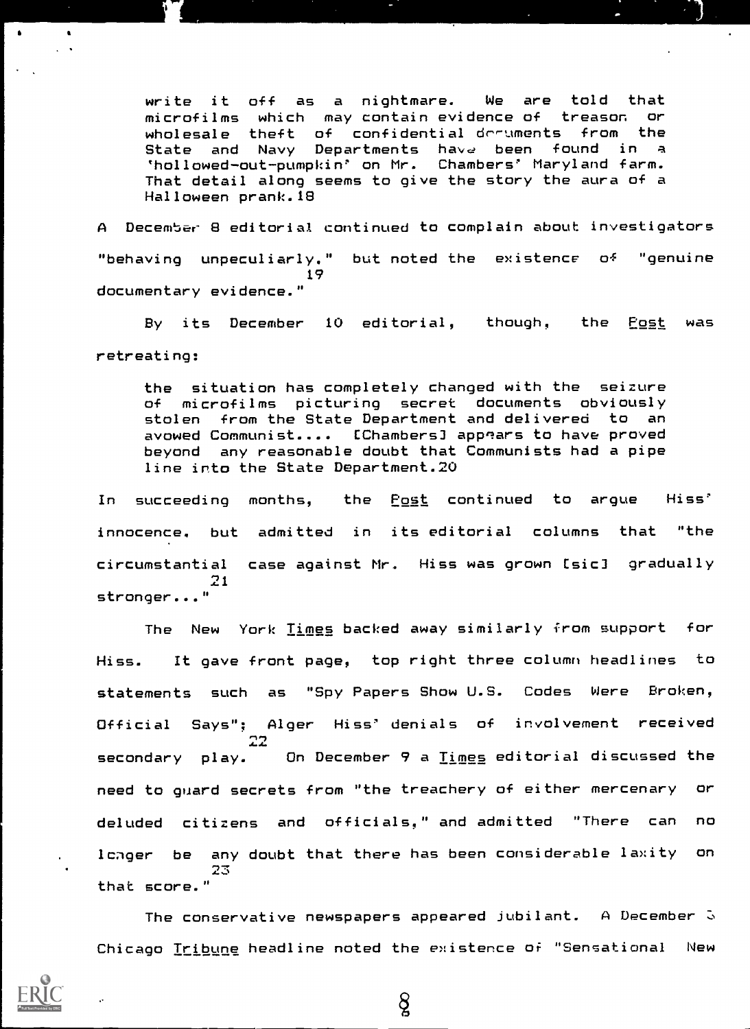> write it off as a nightmare. We are told that microfilms which may contain evidence of treason or wholesale theft of confidential documents from the State and Navy Departments have been found in a 'hollowed-out-pumpkin' on Mr. Chambers' Maryland farm. That detail along seems to give the story the aura of a Halloween prank.[18]

A December 8 editorial continued to complain about investigators "behaving unpeculiarly," but noted the existence of "genuine documentary evidence."[19]

By its December 10 editorial, though, the *Post* was retreating:

> the situation has completely changed with the seizure of microfilms picturing secret documents obviously stolen from the State Department and delivered to an avowed Communist.... [Chambers] appears to have proved beyond any reasonable doubt that Communists had a pipe line into the State Department.[20]

In succeeding months, the *Post* continued to argue Hiss' innocence, but admitted in its editorial columns that "the circumstantial case against Mr. Hiss was grown [sic] gradually stronger..."[21]

The New York *Times* backed away similarly from support for Hiss. It gave front page, top right three column headlines to statements such as "Spy Papers Show U.S. Codes Were Broken, Official Says"; Alger Hiss' denials of involvement received secondary play.[22] On December 9 a *Times* editorial discussed the need to guard secrets from "the treachery of either mercenary or deluded citizens and officials," and admitted "There can no longer be any doubt that there has been considerable laxity on that score."[23]

The conservative newspapers appeared jubilant. A December 5 Chicago *Tribune* headline noted the existence of "Sensational New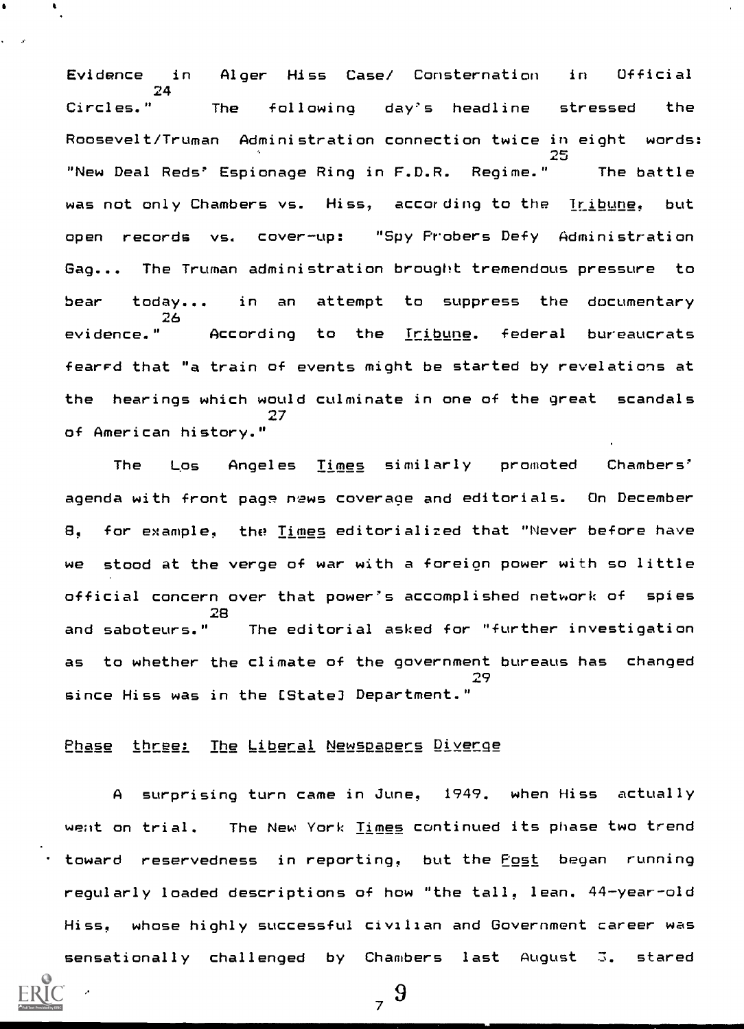Evidence in Alger Hiss Case/ Consternation in Official Circles."[24] The following day's headline stressed the Roosevelt/Truman Administration connection twice in eight words: "New Deal Reds' Espionage Ring in F.D.R. Regime."[25] The battle was not only Chambers vs. Hiss, according to the _Tribune_, but open records vs. cover-up: "Spy Probers Defy Administration Gag... The Truman administration brought tremendous pressure to bear today... in an attempt to suppress the documentary evidence."[26] According to the _Tribune_, federal bureaucrats feared that "a train of events might be started by revelations at the hearings which would culminate in one of the great scandals of American history."[27]

The Los Angeles _Times_ similarly promoted Chambers' agenda with front page news coverage and editorials. On December 8, for example, the _Times_ editorialized that "Never before have we stood at the verge of war with a foreign power with so little official concern over that power's accomplished network of spies and saboteurs."[28] The editorial asked for "further investigation as to whether the climate of the government bureaus has changed since Hiss was in the [State] Department."[29]

## Phase three: The Liberal Newspapers Diverge

A surprising turn came in June, 1949, when Hiss actually went on trial. The New York _Times_ continued its phase two trend toward reservedness in reporting, but the _Post_ began running regularly loaded descriptions of how "the tall, lean, 44-year-old Hiss, whose highly successful civilian and Government career was sensationally challenged by Chambers last August 3, stared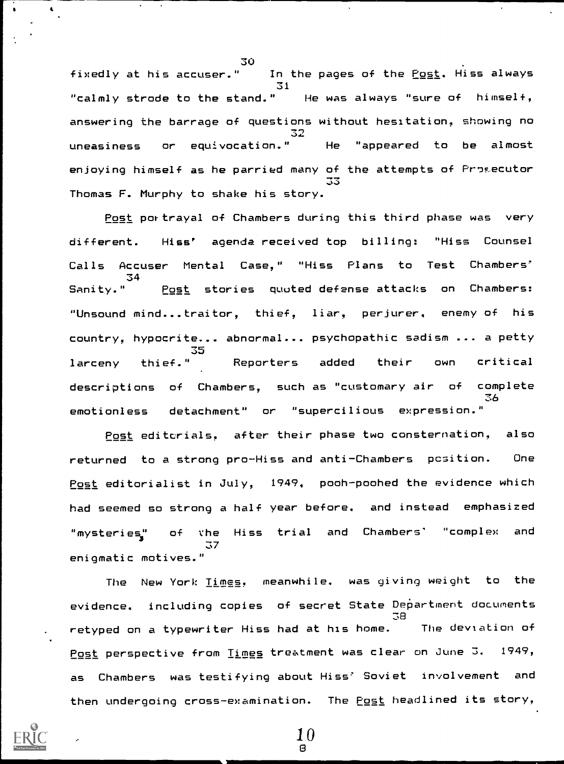fixedly at his accuser."[30] In the pages of the _Post_, Hiss always "calmly strode to the stand."[31] He was always "sure of himself, answering the barrage of questions without hesitation, showing no uneasiness or equivocation."[32] He "appeared to be almost enjoying himself as he parried many of the attempts of Prosecutor Thomas F. Murphy to shake his story.[33]

_Post_ portrayal of Chambers during this third phase was very different. Hiss' agenda received top billing: "Hiss Counsel Calls Accuser Mental Case," "Hiss Plans to Test Chambers' Sanity."[34] _Post_ stories quoted defense attacks on Chambers: "Unsound mind...traitor, thief, liar, perjurer, enemy of his country, hypocrite... abnormal... psychopathic sadism ... a petty larceny thief."[35] Reporters added their own critical descriptions of Chambers, such as "customary air of complete emotionless detachment" or "supercilious expression."[36]

_Post_ editorials, after their phase two consternation, also returned to a strong pro-Hiss and anti-Chambers position. One _Post_ editorialist in July, 1949, pooh-poohed the evidence which had seemed so strong a half year before, and instead emphasized "mysteries" of the Hiss trial and Chambers' "complex and enigmatic motives."[37]

The New York _Times_, meanwhile, was giving weight to the evidence, including copies of secret State Department documents retyped on a typewriter Hiss had at his home.[38] The deviation of _Post_ perspective from _Times_ treatment was clear on June 3, 1949, as Chambers was testifying about Hiss' Soviet involvement and then undergoing cross-examination. The _Post_ headlined its story,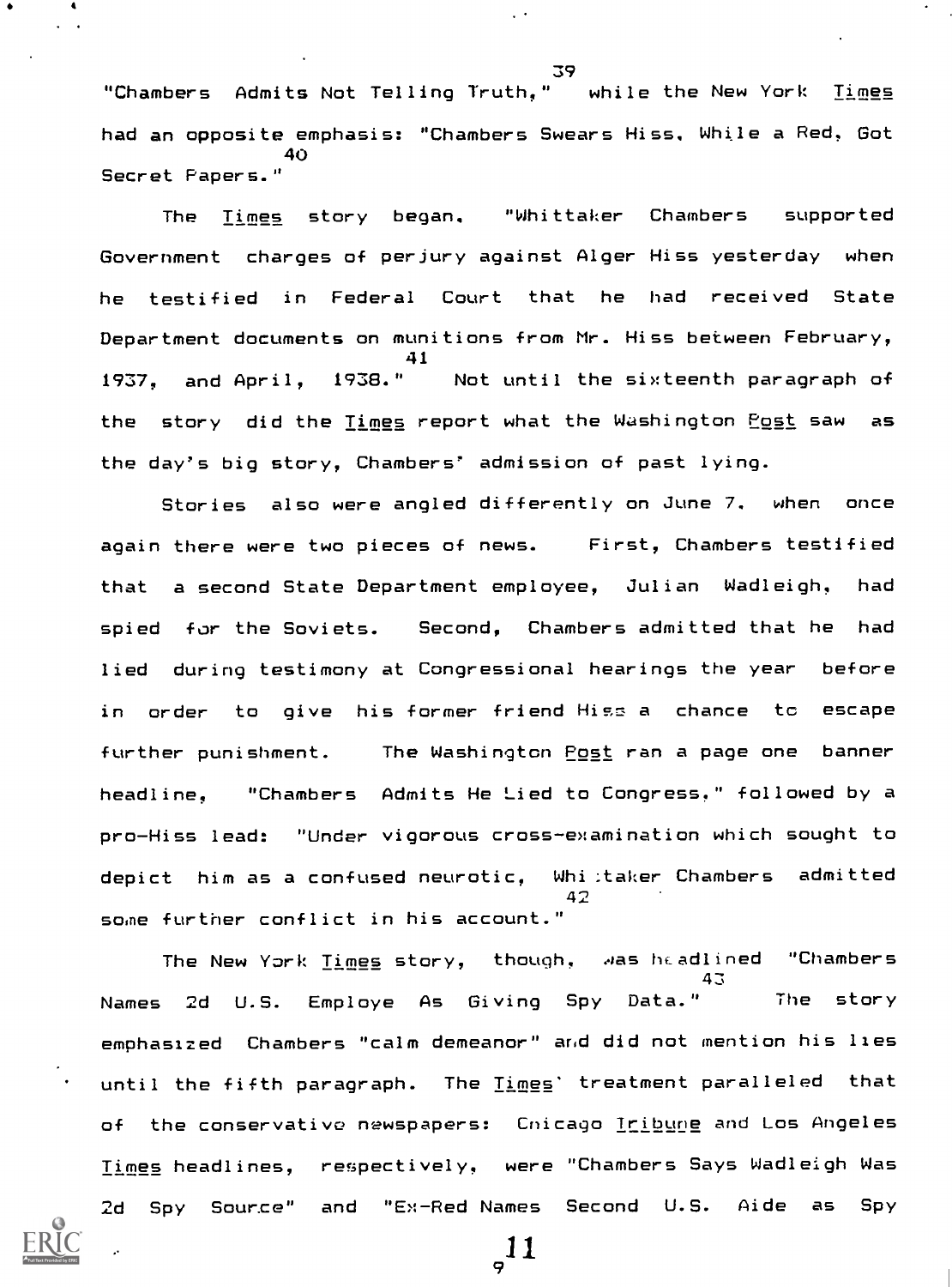"Chambers Admits Not Telling Truth,"[39] while the New York *Times* had an opposite emphasis: "Chambers Swears Hiss, While a Red, Got Secret Papers."[40]

The *Times* story began, "Whittaker Chambers supported Government charges of perjury against Alger Hiss yesterday when he testified in Federal Court that he had received State Department documents on munitions from Mr. Hiss between February, 1937, and April, 1938."[41] Not until the sixteenth paragraph of the story did the *Times* report what the Washington *Post* saw as the day's big story, Chambers' admission of past lying.

Stories also were angled differently on June 7, when once again there were two pieces of news. First, Chambers testified that a second State Department employee, Julian Wadleigh, had spied for the Soviets. Second, Chambers admitted that he had lied during testimony at Congressional hearings the year before in order to give his former friend Hiss a chance to escape further punishment. The Washington *Post* ran a page one banner headline, "Chambers Admits He Lied to Congress," followed by a pro-Hiss lead: "Under vigorous cross-examination which sought to depict him as a confused neurotic, Whittaker Chambers admitted some further conflict in his account."[42]

The New York *Times* story, though, was headlined "Chambers Names 2d U.S. Employe As Giving Spy Data."[43] The story emphasized Chambers "calm demeanor" and did not mention his lies until the fifth paragraph. The *Times*' treatment paralleled that of the conservative newspapers: Chicago *Tribune* and Los Angeles *Times* headlines, respectively, were "Chambers Says Wadleigh Was 2d Spy Source" and "Ex-Red Names Second U.S. Aide as Spy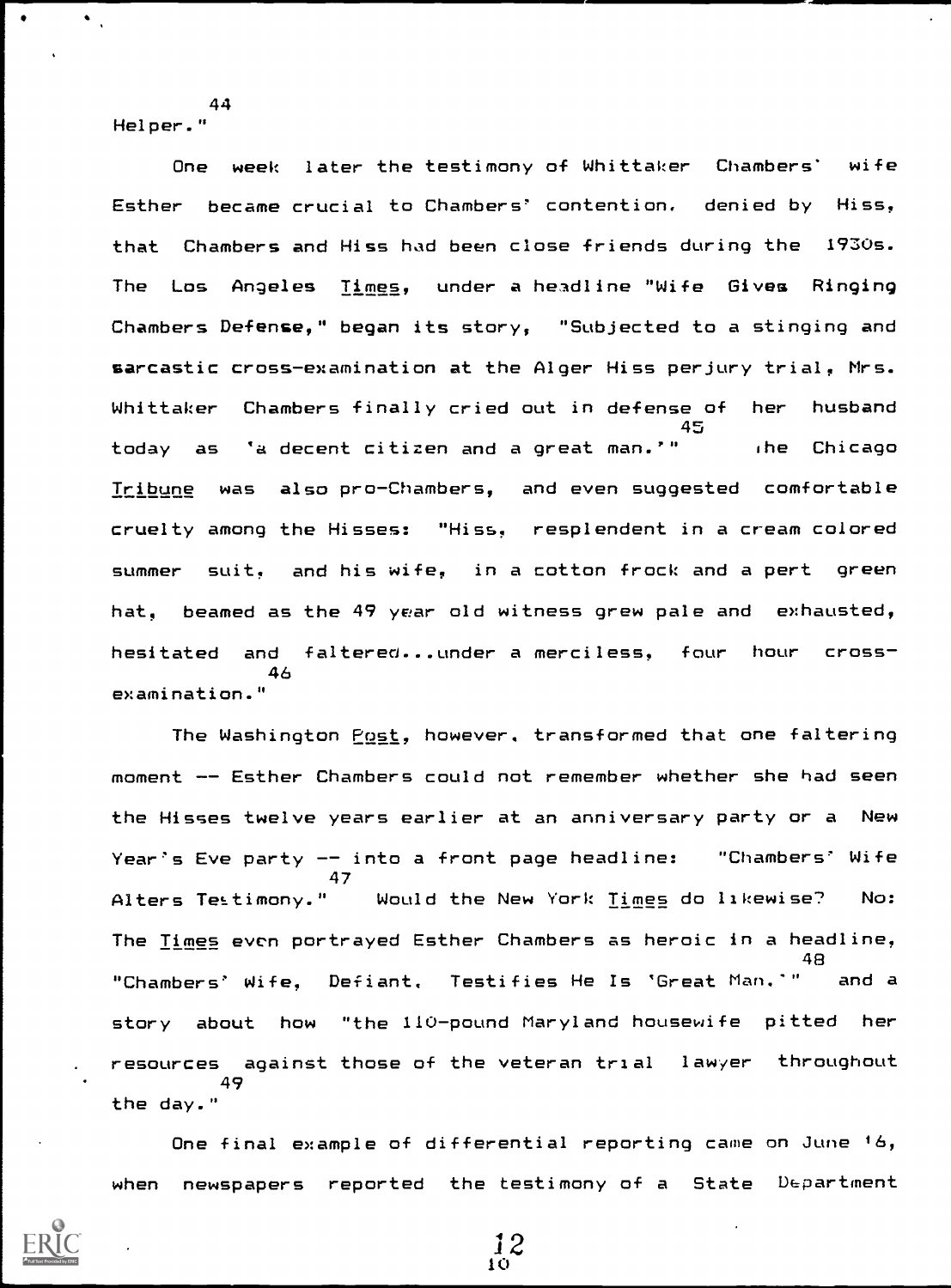Helper."[44]

One week later the testimony of Whittaker Chambers' wife Esther became crucial to Chambers' contention, denied by Hiss, that Chambers and Hiss had been close friends during the 1930s. The Los Angeles *Times*, under a headline "Wife Gives Ringing Chambers Defense," began its story, "Subjected to a stinging and sarcastic cross-examination at the Alger Hiss perjury trial, Mrs. Whittaker Chambers finally cried out in defense of her husband today as 'a decent citizen and a great man.'"[45] The Chicago *Tribune* was also pro-Chambers, and even suggested comfortable cruelty among the Hisses: "Hiss, resplendent in a cream colored summer suit, and his wife, in a cotton frock and a pert green hat, beamed as the 49 year old witness grew pale and exhausted, hesitated and faltered...under a merciless, four hour cross-examination."[46]

The Washington *Post*, however, transformed that one faltering moment -- Esther Chambers could not remember whether she had seen the Hisses twelve years earlier at an anniversary party or a New Year's Eve party -- into a front page headline: "Chambers' Wife Alters Testimony."[47] Would the New York *Times* do likewise? No: The *Times* even portrayed Esther Chambers as heroic in a headline, "Chambers' Wife, Defiant, Testifies He Is 'Great Man.'"[48] and a story about how "the 110-pound Maryland housewife pitted her resources against those of the veteran trial lawyer throughout the day."[49]

One final example of differential reporting came on June 16, when newspapers reported the testimony of a State Department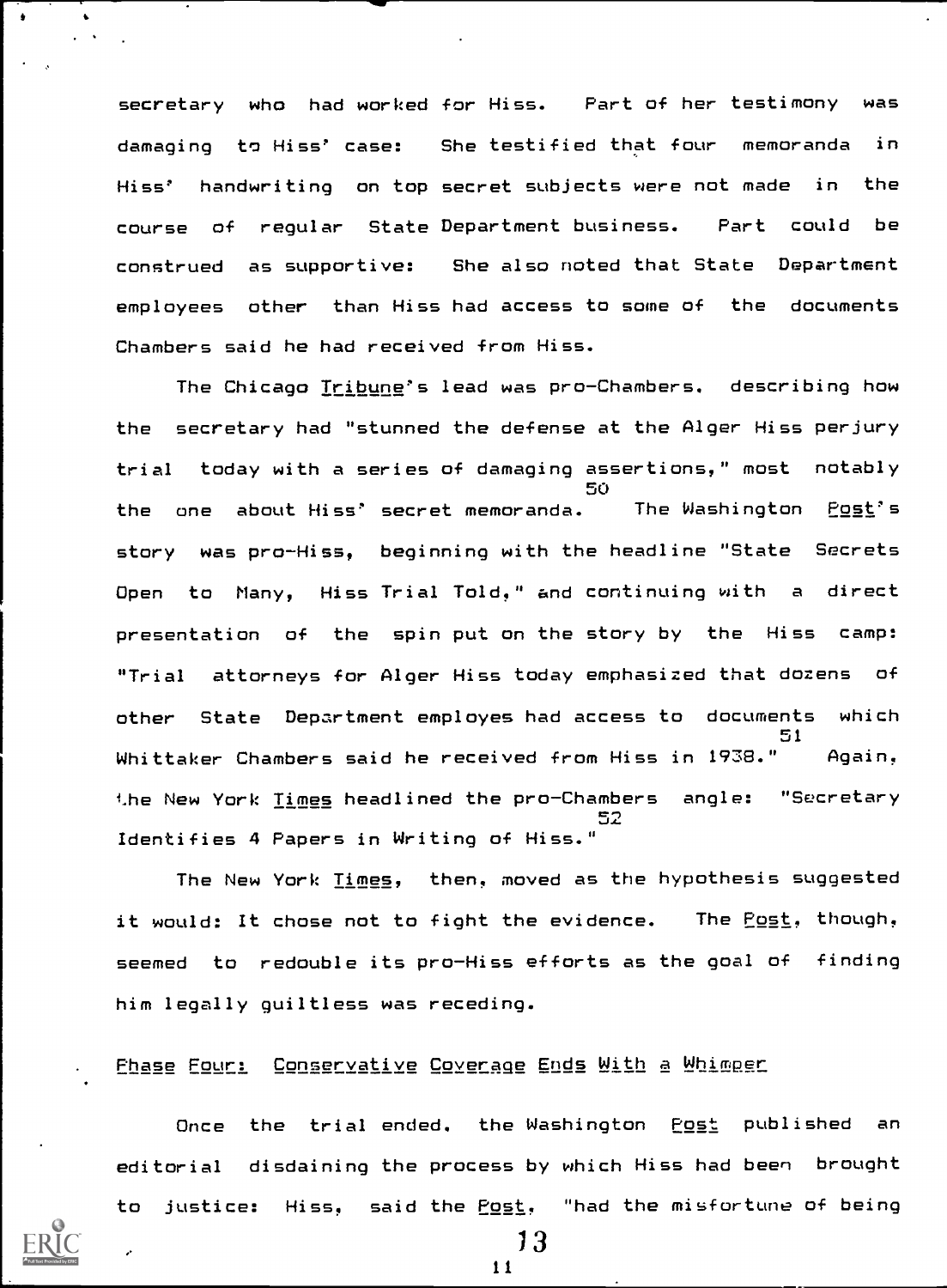secretary who had worked for Hiss. Part of her testimony was damaging to Hiss' case: She testified that four memoranda in Hiss' handwriting on top secret subjects were not made in the course of regular State Department business. Part could be construed as supportive: She also noted that State Department employees other than Hiss had access to some of the documents Chambers said he had received from Hiss.

The Chicago *Tribune*'s lead was pro-Chambers, describing how the secretary had "stunned the defense at the Alger Hiss perjury trial today with a series of damaging assertions," most notably the one about Hiss' secret memoranda.[50] The Washington *Post*'s story was pro-Hiss, beginning with the headline "State Secrets Open to Many, Hiss Trial Told," and continuing with a direct presentation of the spin put on the story by the Hiss camp: "Trial attorneys for Alger Hiss today emphasized that dozens of other State Department employes had access to documents which Whittaker Chambers said he received from Hiss in 1938."[51] Again, the New York *Times* headlined the pro-Chambers angle: "Secretary Identifies 4 Papers in Writing of Hiss."[52]

The New York *Times*, then, moved as the hypothesis suggested it would: It chose not to fight the evidence. The *Post*, though, seemed to redouble its pro-Hiss efforts as the goal of finding him legally guiltless was receding.

## Phase Four: Conservative Coverage Ends With a Whimper

Once the trial ended, the Washington *Post* published an editorial disdaining the process by which Hiss had been brought to justice: Hiss, said the *Post*, "had the misfortune of being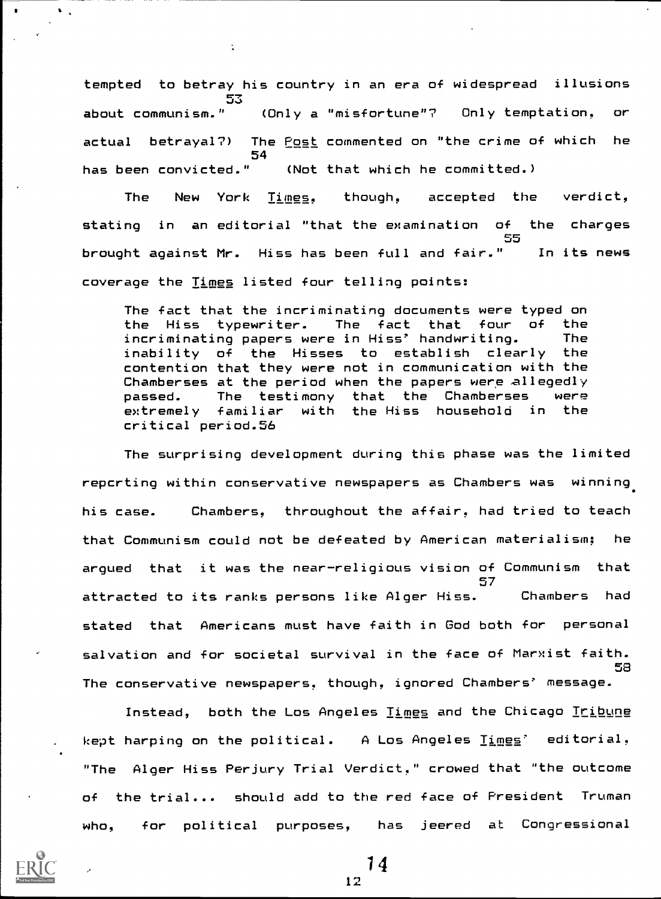tempted to betray his country in an era of widespread illusions about communism."[53] (Only a "misfortune"? Only temptation, or actual betrayal?) The _Post_ commented on "the crime of which he has been convicted."[54] (Not that which he committed.)

The New York _Times_, though, accepted the verdict, stating in an editorial "that the examination of the charges brought against Mr. Hiss has been full and fair."[55] In its news coverage the _Times_ listed four telling points:

> The fact that the incriminating documents were typed on the Hiss typewriter. The fact that four of the incriminating papers were in Hiss' handwriting. The inability of the Hisses to establish clearly the contention that they were not in communication with the Chamberses at the period when the papers were allegedly passed. The testimony that the Chamberses were extremely familiar with the Hiss household in the critical period.[56]

The surprising development during this phase was the limited reporting within conservative newspapers as Chambers was winning his case. Chambers, throughout the affair, had tried to teach that Communism could not be defeated by American materialism; he argued that it was the near-religious vision of Communism that attracted to its ranks persons like Alger Hiss.[57] Chambers had stated that Americans must have faith in God both for personal salvation and for societal survival in the face of Marxist faith.[58] The conservative newspapers, though, ignored Chambers' message.

Instead, both the Los Angeles _Times_ and the Chicago _Tribune_ kept harping on the political. A Los Angeles _Times_' editorial, "The Alger Hiss Perjury Trial Verdict," crowed that "the outcome of the trial... should add to the red face of President Truman who, for political purposes, has jeered at Congressional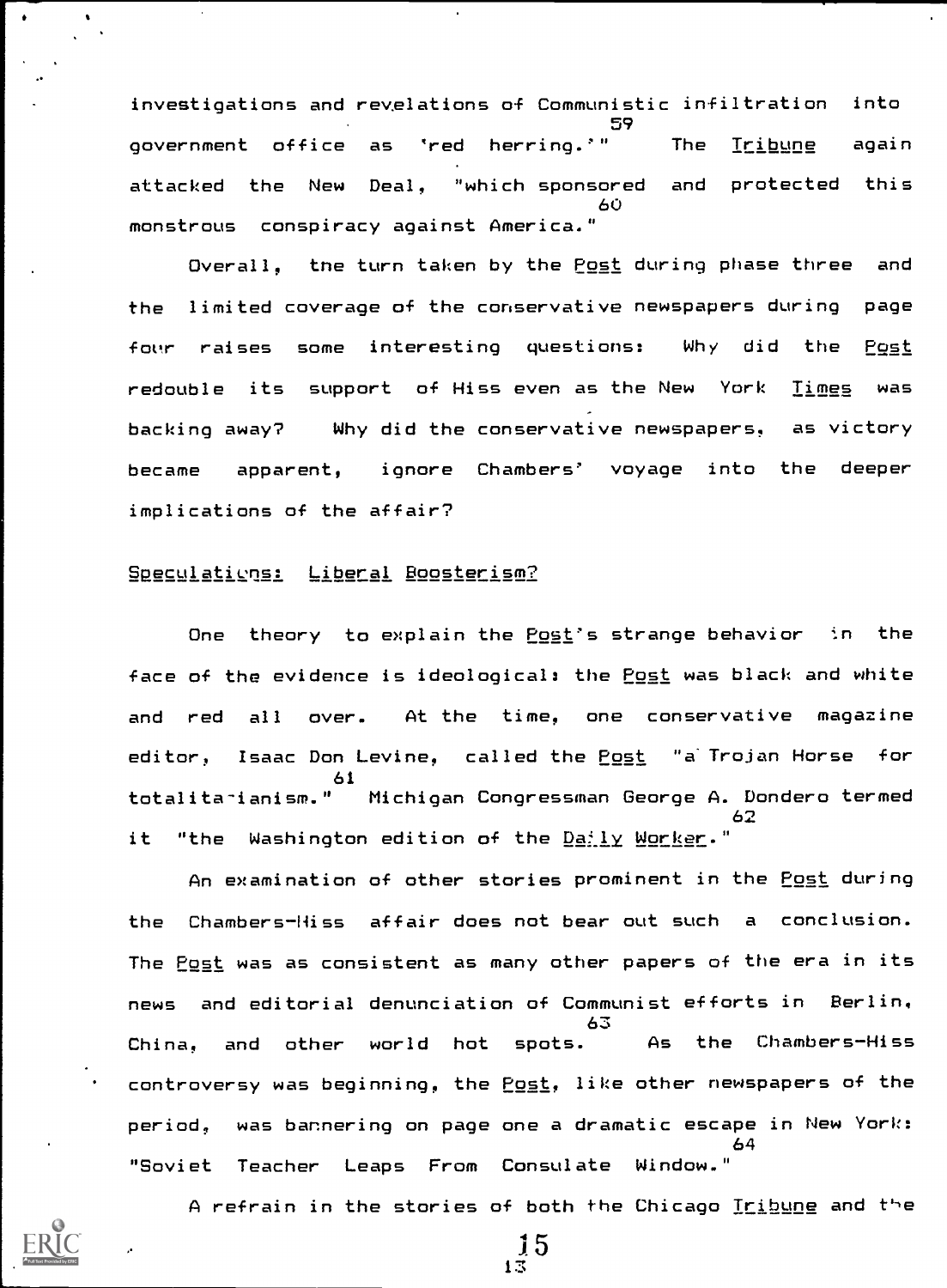investigations and revelations of Communistic infiltration into government office as 'red herring.'"[59] The *Tribune* again attacked the New Deal, "which sponsored and protected this monstrous conspiracy against America."[60]

Overall, the turn taken by the *Post* during phase three and the limited coverage of the conservative newspapers during page four raises some interesting questions: Why did the *Post* redouble its support of Hiss even as the New York *Times* was backing away? Why did the conservative newspapers, as victory became apparent, ignore Chambers' voyage into the deeper implications of the affair?

## Speculations: Liberal Boosterism?

One theory to explain the *Post*'s strange behavior in the face of the evidence is ideological: the *Post* was black and white and red all over. At the time, one conservative magazine editor, Isaac Don Levine, called the *Post* "a Trojan Horse for totalitarianism."[61] Michigan Congressman George A. Dondero termed it "the Washington edition of the *Daily Worker*."[62]

An examination of other stories prominent in the *Post* during the Chambers-Hiss affair does not bear out such a conclusion. The *Post* was as consistent as many other papers of the era in its news and editorial denunciation of Communist efforts in Berlin, China, and other world hot spots.[63] As the Chambers-Hiss controversy was beginning, the *Post*, like other newspapers of the period, was bannering on page one a dramatic escape in New York: "Soviet Teacher Leaps From Consulate Window."[64]

A refrain in the stories of both the Chicago *Tribune* and the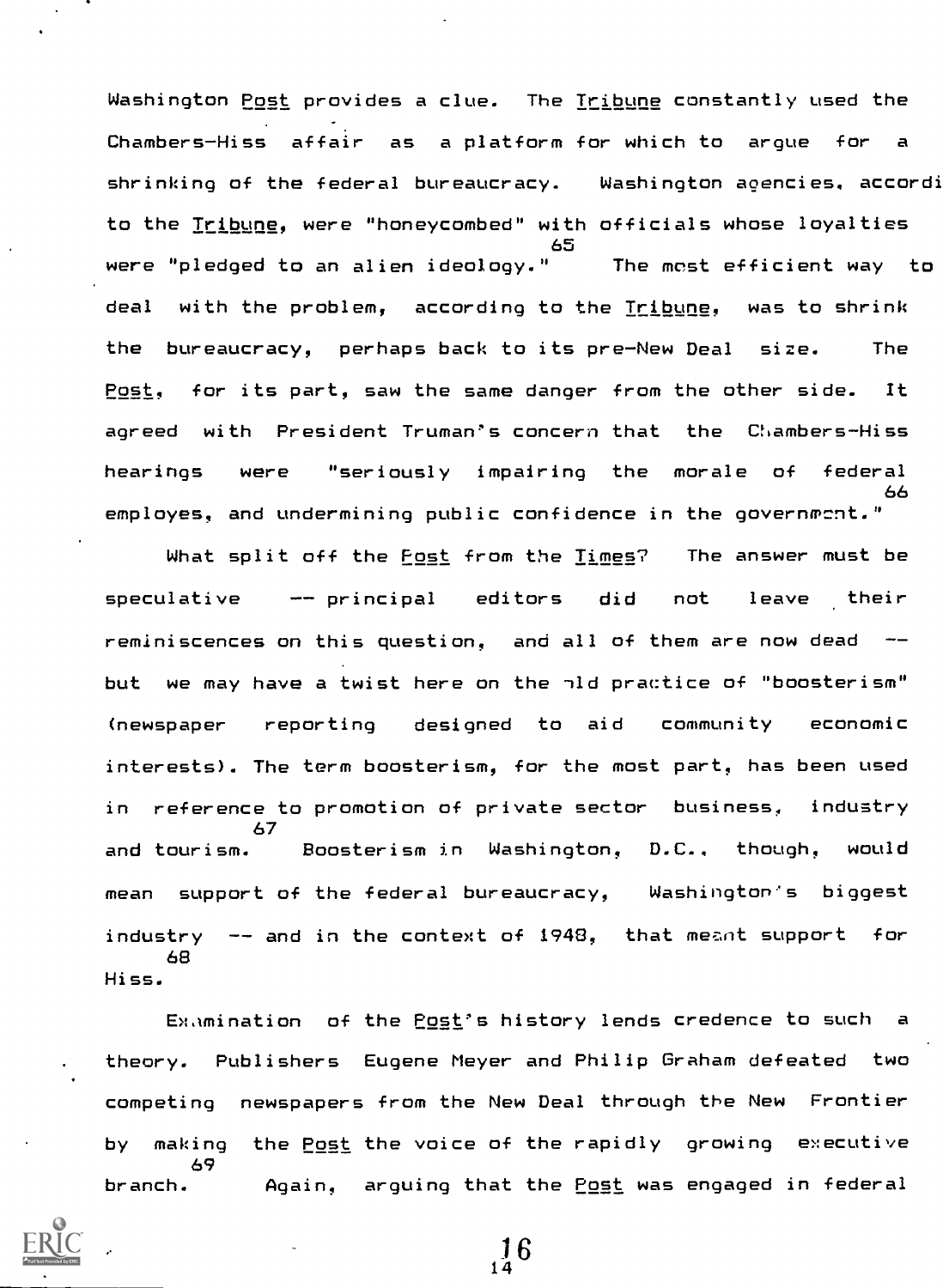Washington *Post* provides a clue. The *Tribune* constantly used the Chambers-Hiss affair as a platform for which to argue for a shrinking of the federal bureaucracy. Washington agencies, accordi to the *Tribune*, were "honeycombed" with officials whose loyalties were "pledged to an alien ideology."[65] The most efficient way to deal with the problem, according to the *Tribune*, was to shrink the bureaucracy, perhaps back to its pre-New Deal size. The *Post*, for its part, saw the same danger from the other side. It agreed with President Truman's concern that the Chambers-Hiss hearings were "seriously impairing the morale of federal employes, and undermining public confidence in the government."[66]

What split off the *Post* from the *Times*? The answer must be speculative -- principal editors did not leave their reminiscences on this question, and all of them are now dead -- but we may have a twist here on the old practice of "boosterism" (newspaper reporting designed to aid community economic interests). The term boosterism, for the most part, has been used in reference to promotion of private sector business, industry and tourism.[67] Boosterism in Washington, D.C., though, would mean support of the federal bureaucracy, Washington's biggest industry -- and in the context of 1948, that meant support for Hiss.[68]

Examination of the *Post*'s history lends credence to such a theory. Publishers Eugene Meyer and Philip Graham defeated two competing newspapers from the New Deal through the New Frontier by making the *Post* the voice of the rapidly growing executive branch.[69] Again, arguing that the *Post* was engaged in federal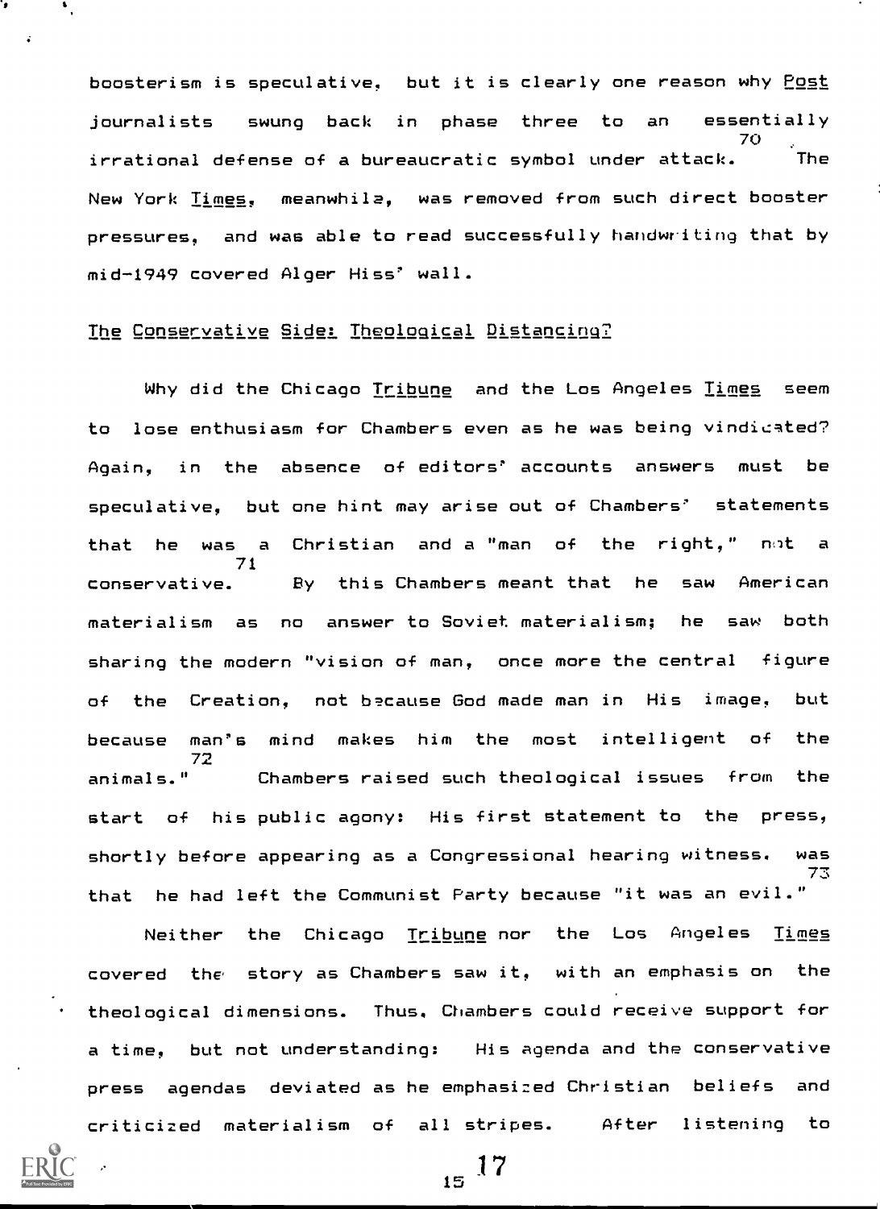boosterism is speculative, but it is clearly one reason why *Post* journalists swung back in phase three to an essentially irrational defense of a bureaucratic symbol under attack.[70] The New York *Times*, meanwhile, was removed from such direct booster pressures, and was able to read successfully handwriting that by mid-1949 covered Alger Hiss' wall.

## The Conservative Side: Theological Distancing?

Why did the Chicago *Tribune* and the Los Angeles *Times* seem to lose enthusiasm for Chambers even as he was being vindicated? Again, in the absence of editors' accounts answers must be speculative, but one hint may arise out of Chambers' statements that he was a Christian and a "man of the right," not a conservative.[71] By this Chambers meant that he saw American materialism as no answer to Soviet materialism; he saw both sharing the modern "vision of man, once more the central figure of the Creation, not because God made man in His image, but because man's mind makes him the most intelligent of the animals."[72] Chambers raised such theological issues from the start of his public agony: His first statement to the press, shortly before appearing as a Congressional hearing witness, was that he had left the Communist Party because "it was an evil."[73]

Neither the Chicago *Tribune* nor the Los Angeles *Times* covered the story as Chambers saw it, with an emphasis on the theological dimensions. Thus, Chambers could receive support for a time, but not understanding: His agenda and the conservative press agendas deviated as he emphasized Christian beliefs and criticized materialism of all stripes. After listening to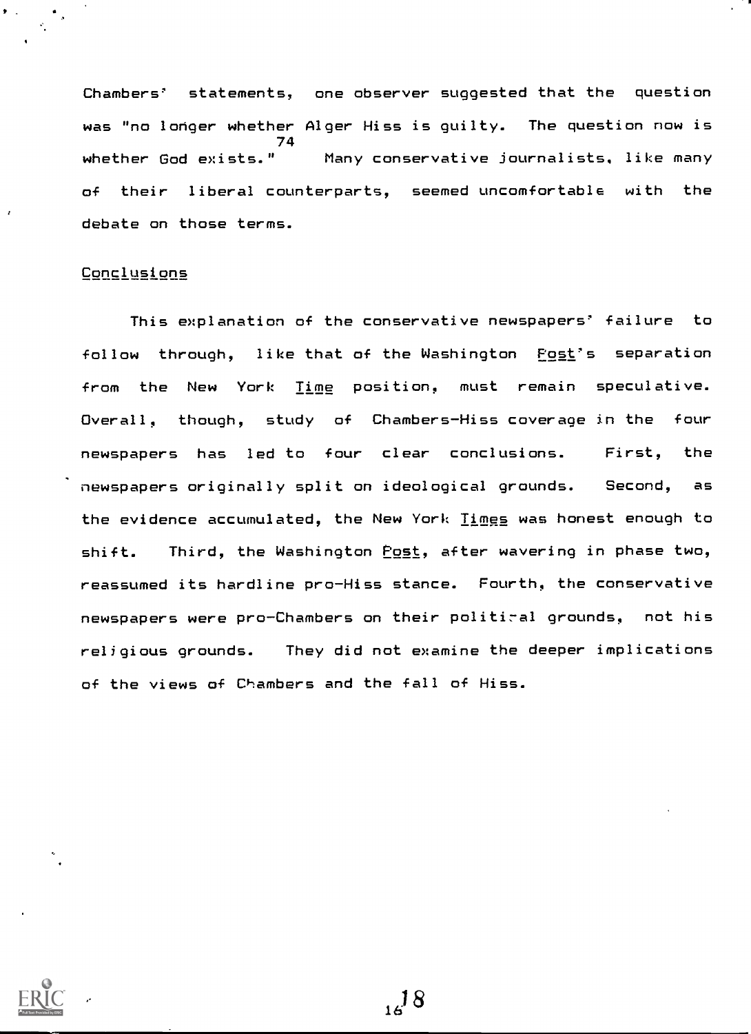Chambers' statements, one observer suggested that the question was "no longer whether Alger Hiss is guilty. The question now is whether God exists."[74] Many conservative journalists, like many of their liberal counterparts, seemed uncomfortable with the debate on those terms.

## Conclusions

This explanation of the conservative newspapers' failure to follow through, like that of the Washington *Post*'s separation from the New York *Time* position, must remain speculative. Overall, though, study of Chambers-Hiss coverage in the four newspapers has led to four clear conclusions. First, the newspapers originally split on ideological grounds. Second, as the evidence accumulated, the New York *Times* was honest enough to shift. Third, the Washington *Post*, after wavering in phase two, reassumed its hardline pro-Hiss stance. Fourth, the conservative newspapers were pro-Chambers on their political grounds, not his religious grounds. They did not examine the deeper implications of the views of Chambers and the fall of Hiss.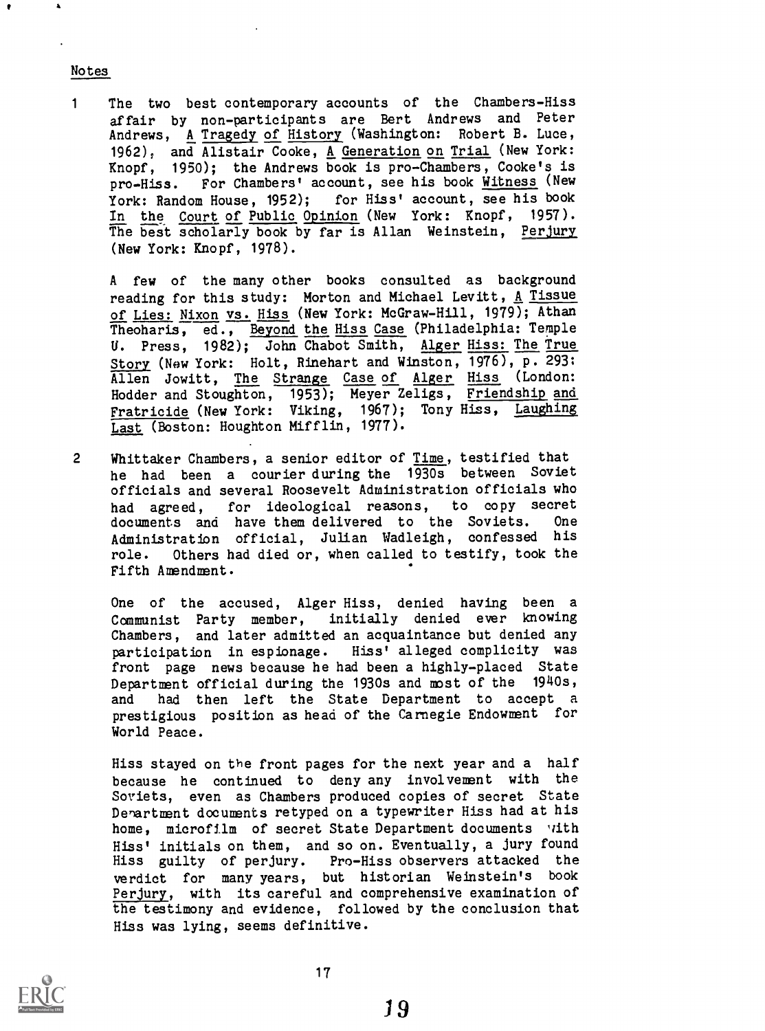## Notes

1. The two best contemporary accounts of the Chambers-Hiss affair by non-participants are Bert Andrews and Peter Andrews, A Tragedy of History (Washington: Robert B. Luce, 1962), and Alistair Cooke, A Generation on Trial (New York: Knopf, 1950); the Andrews book is pro-Chambers, Cooke's is pro-Hiss. For Chambers' account, see his book Witness (New York: Random House, 1952); for Hiss' account, see his book In the Court of Public Opinion (New York: Knopf, 1957). The best scholarly book by far is Allan Weinstein, Perjury (New York: Knopf, 1978).

   A few of the many other books consulted as background reading for this study: Morton and Michael Levitt, A Tissue of Lies: Nixon vs. Hiss (New York: McGraw-Hill, 1979); Athan Theoharis, ed., Beyond the Hiss Case (Philadelphia: Temple U. Press, 1982); John Chabot Smith, Alger Hiss: The True Story (New York: Holt, Rinehart and Winston, 1976), p. 293; Allen Jowitt, The Strange Case of Alger Hiss (London: Hodder and Stoughton, 1953); Meyer Zeligs, Friendship and Fratricide (New York: Viking, 1967); Tony Hiss, Laughing Last (Boston: Houghton Mifflin, 1977).

2. Whittaker Chambers, a senior editor of Time, testified that he had been a courier during the 1930s between Soviet officials and several Roosevelt Administration officials who had agreed, for ideological reasons, to copy secret documents and have them delivered to the Soviets. One Administration official, Julian Wadleigh, confessed his role. Others had died or, when called to testify, took the Fifth Amendment.

   One of the accused, Alger Hiss, denied having been a Communist Party member, initially denied ever knowing Chambers, and later admitted an acquaintance but denied any participation in espionage. Hiss' alleged complicity was front page news because he had been a highly-placed State Department official during the 1930s and most of the 1940s, and had then left the State Department to accept a prestigious position as head of the Carnegie Endowment for World Peace.

   Hiss stayed on the front pages for the next year and a half because he continued to deny any involvement with the Soviets, even as Chambers produced copies of secret State Department documents retyped on a typewriter Hiss had at his home, microfilm of secret State Department documents with Hiss' initials on them, and so on. Eventually, a jury found Hiss guilty of perjury. Pro-Hiss observers attacked the verdict for many years, but historian Weinstein's book Perjury, with its careful and comprehensive examination of the testimony and evidence, followed by the conclusion that Hiss was lying, seems definitive.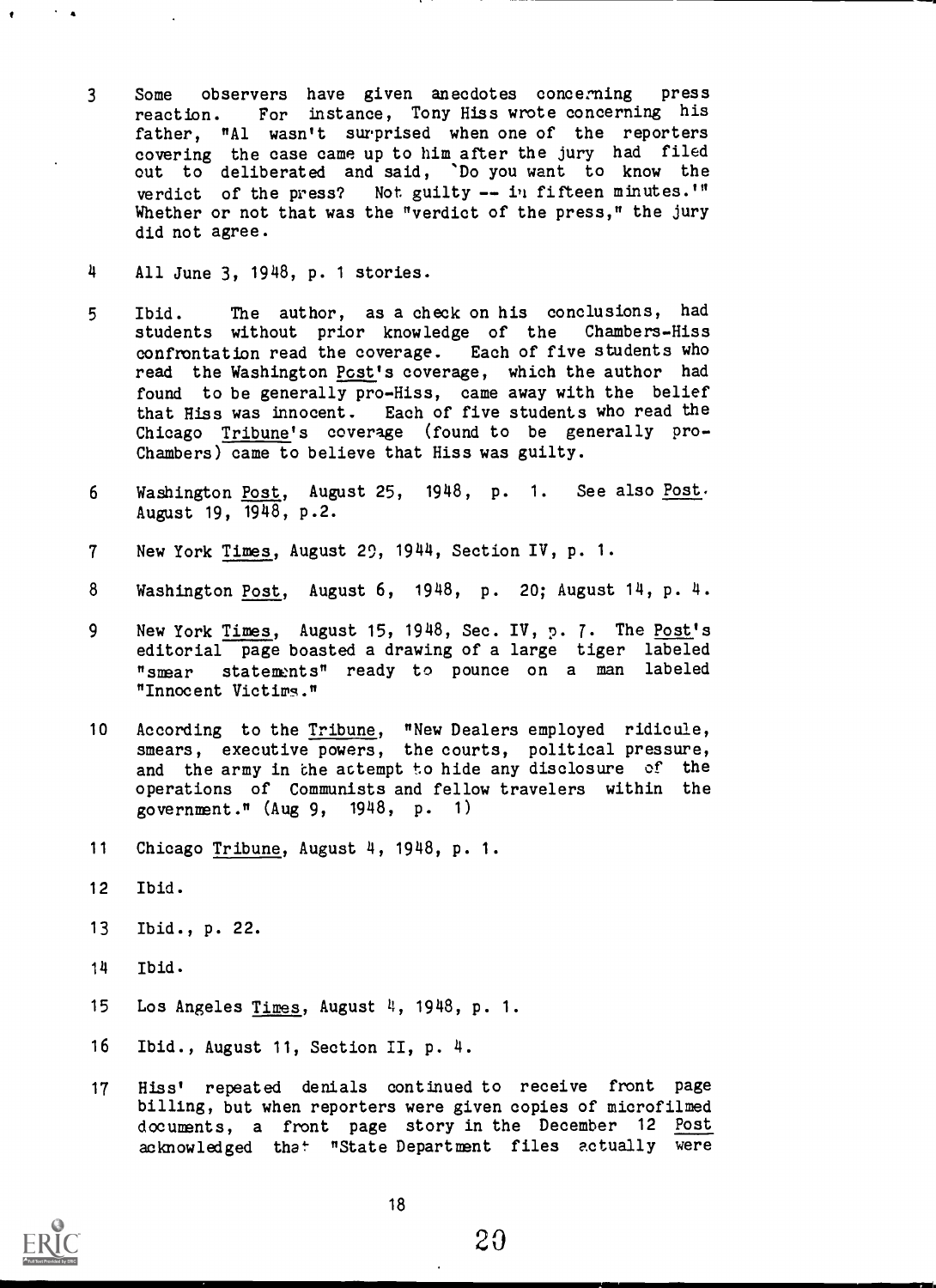3 Some observers have given anecdotes concerning press reaction. For instance, Tony Hiss wrote concerning his father, "Al wasn't surprised when one of the reporters covering the case came up to him after the jury had filed out to deliberate and said, 'Do you want to know the verdict of the press? Not guilty -- in fifteen minutes.'" Whether or not that was the "verdict of the press," the jury did not agree.

4 All June 3, 1948, p. 1 stories.

5 Ibid. The author, as a check on his conclusions, had students without prior knowledge of the Chambers-Hiss confrontation read the coverage. Each of five students who read the Washington Post's coverage, which the author had found to be generally pro-Hiss, came away with the belief that Hiss was innocent. Each of five students who read the Chicago Tribune's coverage (found to be generally pro-Chambers) came to believe that Hiss was guilty.

6 Washington Post, August 25, 1948, p. 1. See also Post. August 19, 1948, p.2.

7 New York Times, August 29, 1944, Section IV, p. 1.

8 Washington Post, August 6, 1948, p. 20; August 14, p. 4.

9 New York Times, August 15, 1948, Sec. IV, p. 7. The Post's editorial page boasted a drawing of a large tiger labeled "smear statements" ready to pounce on a man labeled "Innocent Victims."

10 According to the Tribune, "New Dealers employed ridicule, smears, executive powers, the courts, political pressure, and the army in the attempt to hide any disclosure of the operations of Communists and fellow travelers within the government." (Aug 9, 1948, p. 1)

11 Chicago Tribune, August 4, 1948, p. 1.

12 Ibid.

13 Ibid., p. 22.

14 Ibid.

15 Los Angeles Times, August 4, 1948, p. 1.

16 Ibid., August 11, Section II, p. 4.

17 Hiss' repeated denials continued to receive front page billing, but when reporters were given copies of microfilmed documents, a front page story in the December 12 Post acknowledged that "State Department files actually were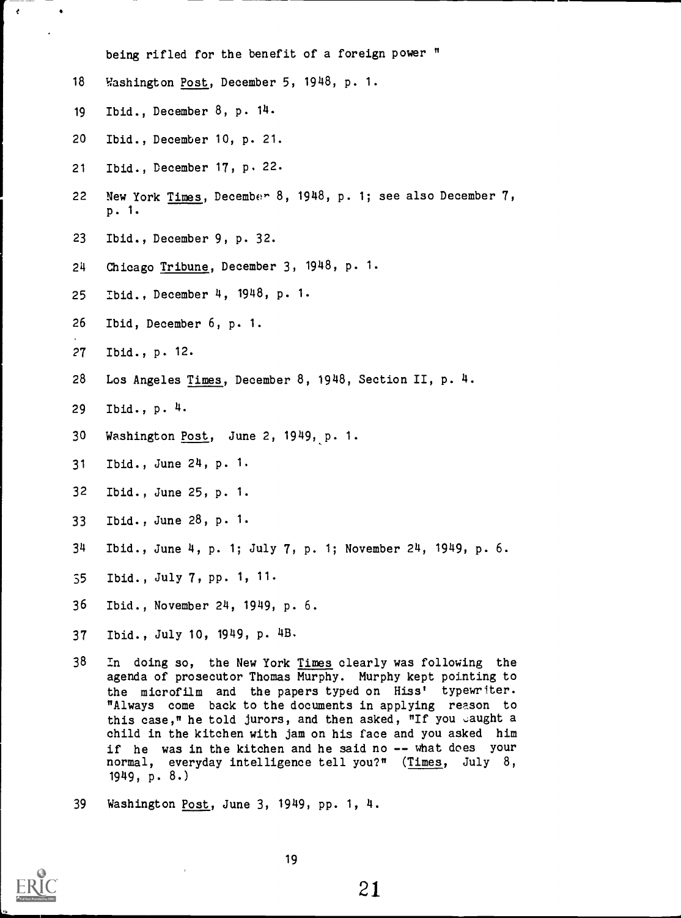being rifled for the benefit of a foreign power "

18 Washington _Post_, December 5, 1948, p. 1.

19 Ibid., December 8, p. 14.

20 Ibid., December 10, p. 21.

21 Ibid., December 17, p. 22.

22 New York _Times_, December 8, 1948, p. 1; see also December 7, p. 1.

23 Ibid., December 9, p. 32.

24 Chicago _Tribune_, December 3, 1948, p. 1.

25 Ibid., December 4, 1948, p. 1.

26 Ibid, December 6, p. 1.

27 Ibid., p. 12.

28 Los Angeles _Times_, December 8, 1948, Section II, p. 4.

29 Ibid., p. 4.

30 Washington _Post_, June 2, 1949, p. 1.

31 Ibid., June 24, p. 1.

32 Ibid., June 25, p. 1.

33 Ibid., June 28, p. 1.

34 Ibid., June 4, p. 1; July 7, p. 1; November 24, 1949, p. 6.

35 Ibid., July 7, pp. 1, 11.

36 Ibid., November 24, 1949, p. 6.

37 Ibid., July 10, 1949, p. 4B.

38 In doing so, the New York _Times_ clearly was following the agenda of prosecutor Thomas Murphy. Murphy kept pointing to the microfilm and the papers typed on Hiss' typewriter. "Always come back to the documents in applying reason to this case," he told jurors, and then asked, "If you caught a child in the kitchen with jam on his face and you asked him if he was in the kitchen and he said no -- what does your normal, everyday intelligence tell you?" (_Times_, July 8, 1949, p. 8.)

39 Washington _Post_, June 3, 1949, pp. 1, 4.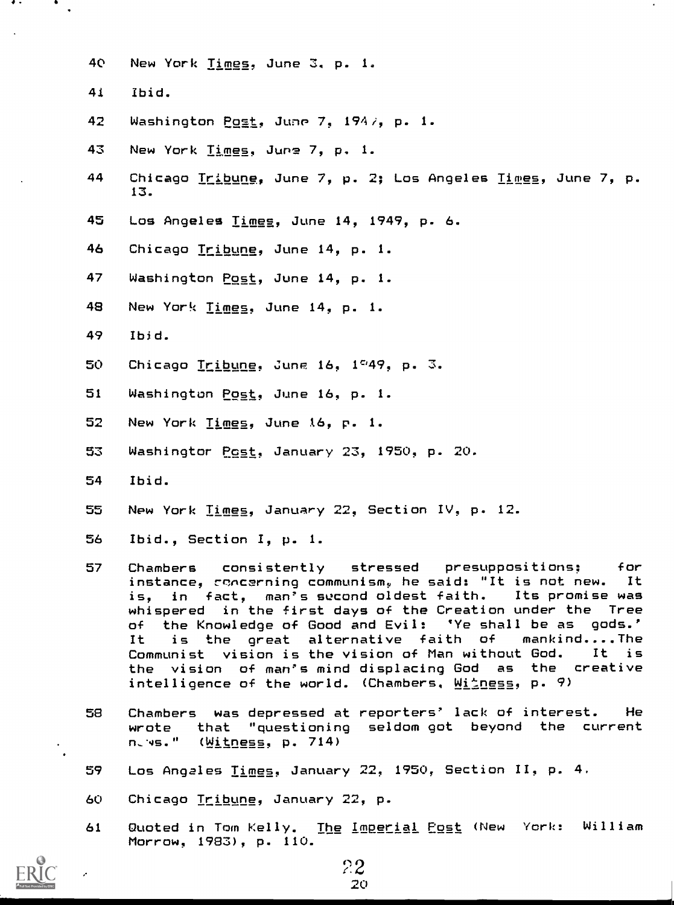40 New York *Times*, June 3, p. 1.

41 Ibid.

42 Washington *Post*, June 7, 194?, p. 1.

43 New York *Times*, June 7, p. 1.

44 Chicago *Tribune*, June 7, p. 2; Los Angeles *Times*, June 7, p. 13.

45 Los Angeles *Times*, June 14, 1949, p. 6.

46 Chicago *Tribune*, June 14, p. 1.

47 Washington *Post*, June 14, p. 1.

48 New York *Times*, June 14, p. 1.

49 Ibid.

50 Chicago *Tribune*, June 16, 1949, p. 3.

51 Washington *Post*, June 16, p. 1.

52 New York *Times*, June 16, p. 1.

53 Washington *Post*, January 23, 1950, p. 20.

54 Ibid.

55 New York *Times*, January 22, Section IV, p. 12.

56 Ibid., Section I, p. 1.

57 Chambers consistently stressed presuppositions; for instance, concerning communism, he said: "It is not new. It is, in fact, man's second oldest faith. Its promise was whispered in the first days of the Creation under the Tree of the Knowledge of Good and Evil: 'Ye shall be as gods.' It is the great alternative faith of mankind....The Communist vision is the vision of Man without God. It is the vision of man's mind displacing God as the creative intelligence of the world. (Chambers, *Witness*, p. 9)

58 Chambers was depressed at reporters' lack of interest. He wrote that "questioning seldom got beyond the current news." (*Witness*, p. 714)

59 Los Angeles *Times*, January 22, 1950, Section II, p. 4.

60 Chicago *Tribune*, January 22, p.

61 Quoted in Tom Kelly. *The Imperial Post* (New York: William Morrow, 1983), p. 110.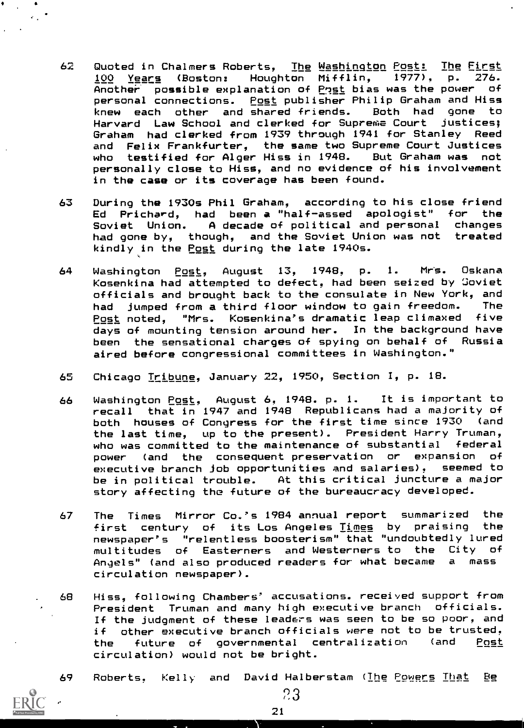62 Quoted in Chalmers Roberts, _The Washington Post: The First 100 Years_ (Boston: Houghton Mifflin, 1977), p. 276. Another possible explanation of _Post_ bias was the power of personal connections. _Post_ publisher Philip Graham and Hiss knew each other and shared friends. Both had gone to Harvard Law School and clerked for Supreme Court justices; Graham had clerked from 1939 through 1941 for Stanley Reed and Felix Frankfurter, the same two Supreme Court Justices who testified for Alger Hiss in 1948. But Graham was not personally close to Hiss, and no evidence of his involvement in the case or its coverage has been found.

63 During the 1930s Phil Graham, according to his close friend Ed Prichard, had been a "half-assed apologist" for the Soviet Union. A decade of political and personal changes had gone by, though, and the Soviet Union was not treated kindly in the _Post_ during the late 1940s.

64 Washington _Post_, August 13, 1948, p. 1. Mrs. Oskana Kosenkina had attempted to defect, had been seized by Soviet officials and brought back to the consulate in New York, and had jumped from a third floor window to gain freedom. The _Post_ noted, "Mrs. Kosenkina's dramatic leap climaxed five days of mounting tension around her. In the background have been the sensational charges of spying on behalf of Russia aired before congressional committees in Washington."

65 Chicago _Tribune_, January 22, 1950, Section I, p. 18.

66 Washington _Post_, August 6, 1948. p. 1. It is important to recall that in 1947 and 1948 Republicans had a majority of both houses of Congress for the first time since 1930 (and the last time, up to the present). President Harry Truman, who was committed to the maintenance of substantial federal power (and the consequent preservation or expansion of executive branch job opportunities and salaries), seemed to be in political trouble. At this critical juncture a major story affecting the future of the bureaucracy developed.

67 The Times Mirror Co.'s 1984 annual report summarized the first century of its Los Angeles _Times_ by praising the newspaper's "relentless boosterism" that "undoubtedly lured multitudes of Easterners and Westerners to the City of Angels" (and also produced readers for what became a mass circulation newspaper).

68 Hiss, following Chambers' accusations. received support from President Truman and many high executive branch officials. If the judgment of these leaders was seen to be so poor, and if other executive branch officials were not to be trusted, the future of governmental centralization (and _Post_ circulation) would not be bright.

69 Roberts, Kelly and David Halberstam (_The Powers That Be_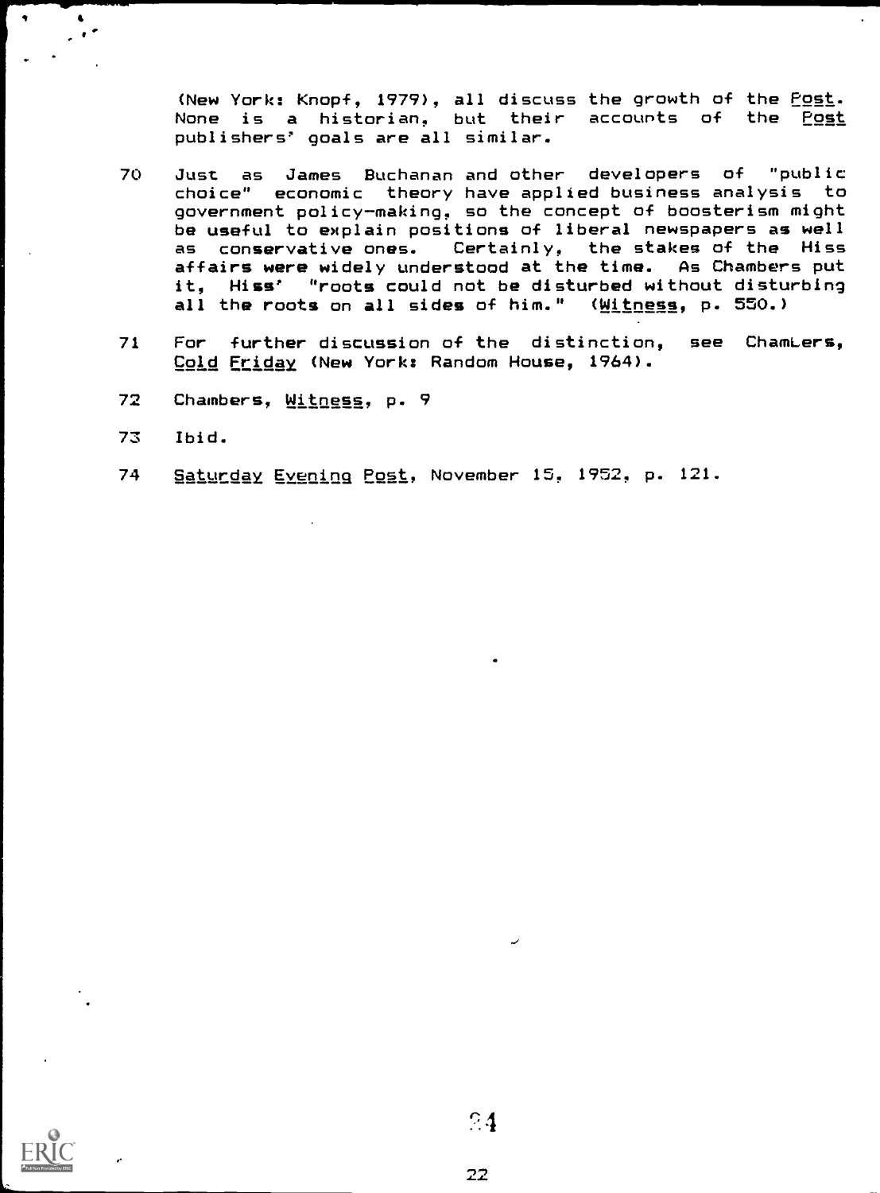(New York: Knopf, 1979), all discuss the growth of the Post. None is a historian, but their accounts of the Post publishers' goals are all similar.

70 Just as James Buchanan and other developers of "public choice" economic theory have applied business analysis to government policy-making, so the concept of boosterism might be useful to explain positions of liberal newspapers as well as conservative ones. Certainly, the stakes of the Hiss affairs were widely understood at the time. As Chambers put it, Hiss' "roots could not be disturbed without disturbing all the roots on all sides of him." (Witness, p. 550.)

71 For further discussion of the distinction, see Chambers, Cold Friday (New York: Random House, 1964).

72 Chambers, Witness, p. 9

73 Ibid.

74 Saturday Evening Post, November 15, 1952, p. 121.